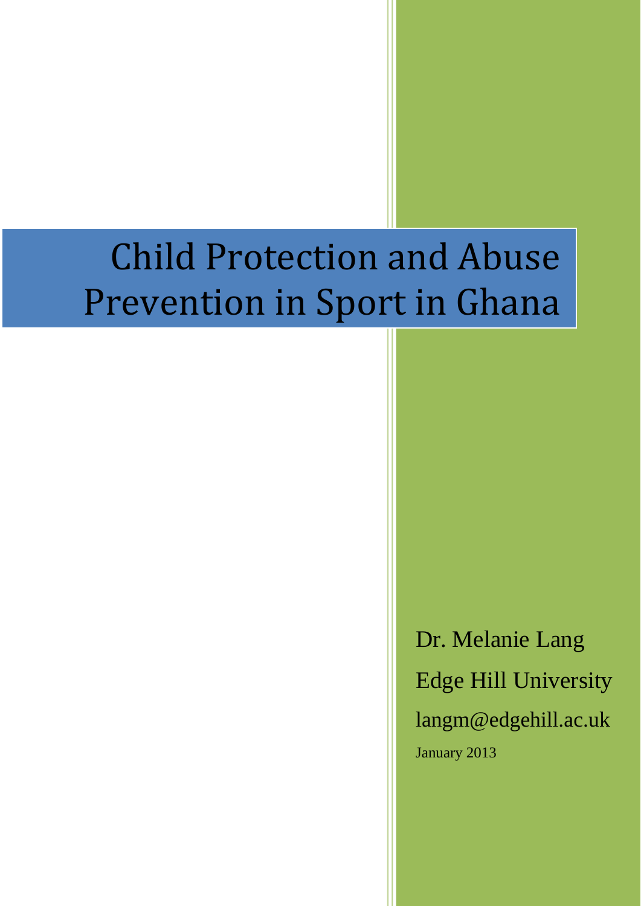# Child Protection and Abuse Prevention in Sport in Ghana

Dr. Melanie Lang

Edge Hill University

langm@edgehill.ac.uk

January 2013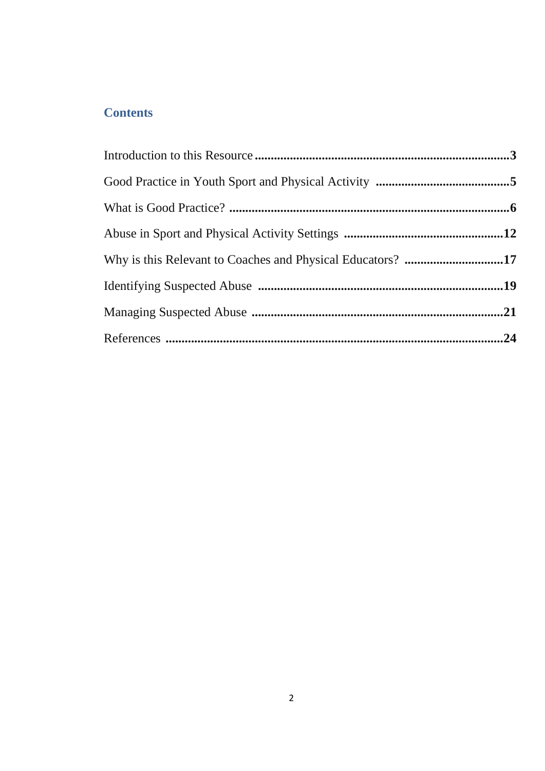## Contents

Introduction to this Resource ........................................................................... 3

Good Practice in Youth Sport and Physical Activity ......................................... 5

What is Good Practice? ..................................................................................... 6

Abuse in Sport and Physical Activity Settings ................................................ 12

Why is this Relevant to Coaches and Physical Educators? .............................. 17

Identifying Suspected Abuse ........................................................................... 19

Managing Suspected Abuse ............................................................................. 21

References ....................................................................................................... 24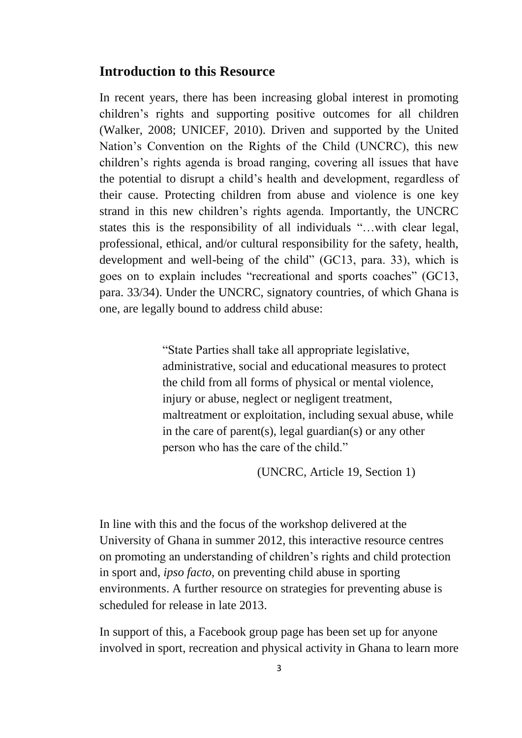## Introduction to this Resource

In recent years, there has been increasing global interest in promoting children's rights and supporting positive outcomes for all children (Walker, 2008; UNICEF, 2010). Driven and supported by the United Nation's Convention on the Rights of the Child (UNCRC), this new children's rights agenda is broad ranging, covering all issues that have the potential to disrupt a child's health and development, regardless of their cause. Protecting children from abuse and violence is one key strand in this new children's rights agenda. Importantly, the UNCRC states this is the responsibility of all individuals "…with clear legal, professional, ethical, and/or cultural responsibility for the safety, health, development and well-being of the child" (GC13, para. 33), which is goes on to explain includes "recreational and sports coaches" (GC13, para. 33/34). Under the UNCRC, signatory countries, of which Ghana is one, are legally bound to address child abuse:

> "State Parties shall take all appropriate legislative, administrative, social and educational measures to protect the child from all forms of physical or mental violence, injury or abuse, neglect or negligent treatment, maltreatment or exploitation, including sexual abuse, while in the care of parent(s), legal guardian(s) or any other person who has the care of the child."
>
> (UNCRC, Article 19, Section 1)

In line with this and the focus of the workshop delivered at the University of Ghana in summer 2012, this interactive resource centres on promoting an understanding of children's rights and child protection in sport and, *ipso facto*, on preventing child abuse in sporting environments. A further resource on strategies for preventing abuse is scheduled for release in late 2013.

In support of this, a Facebook group page has been set up for anyone involved in sport, recreation and physical activity in Ghana to learn more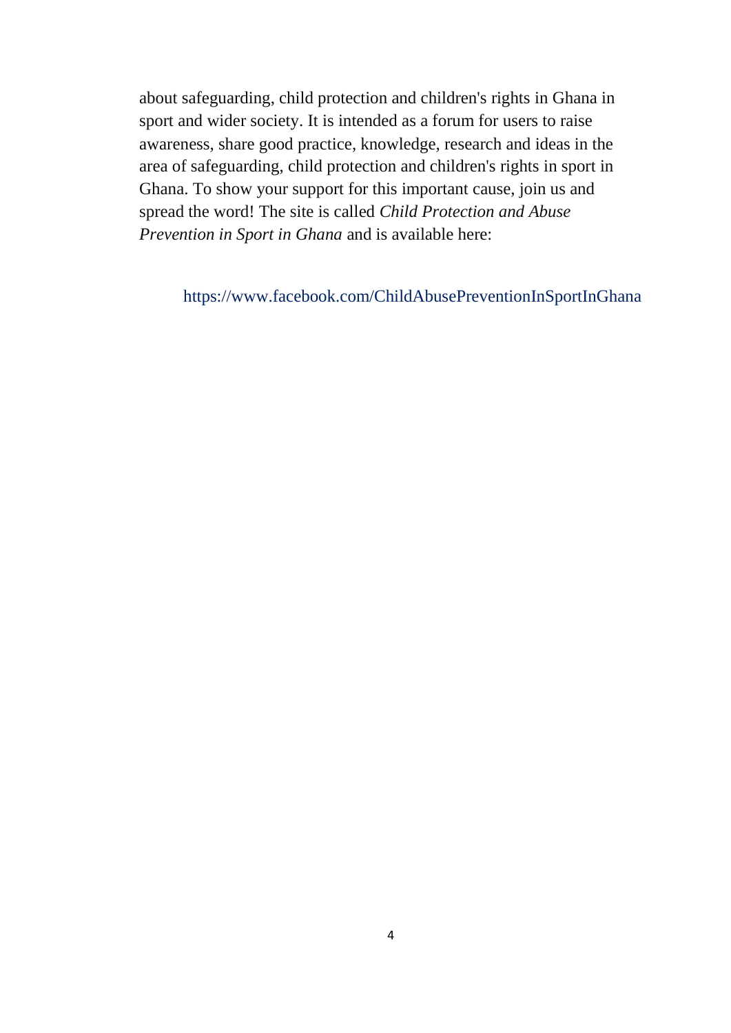about safeguarding, child protection and children's rights in Ghana in sport and wider society. It is intended as a forum for users to raise awareness, share good practice, knowledge, research and ideas in the area of safeguarding, child protection and children's rights in sport in Ghana. To show your support for this important cause, join us and spread the word! The site is called *Child Protection and Abuse Prevention in Sport in Ghana* and is available here:

https://www.facebook.com/ChildAbusePreventionInSportInGhana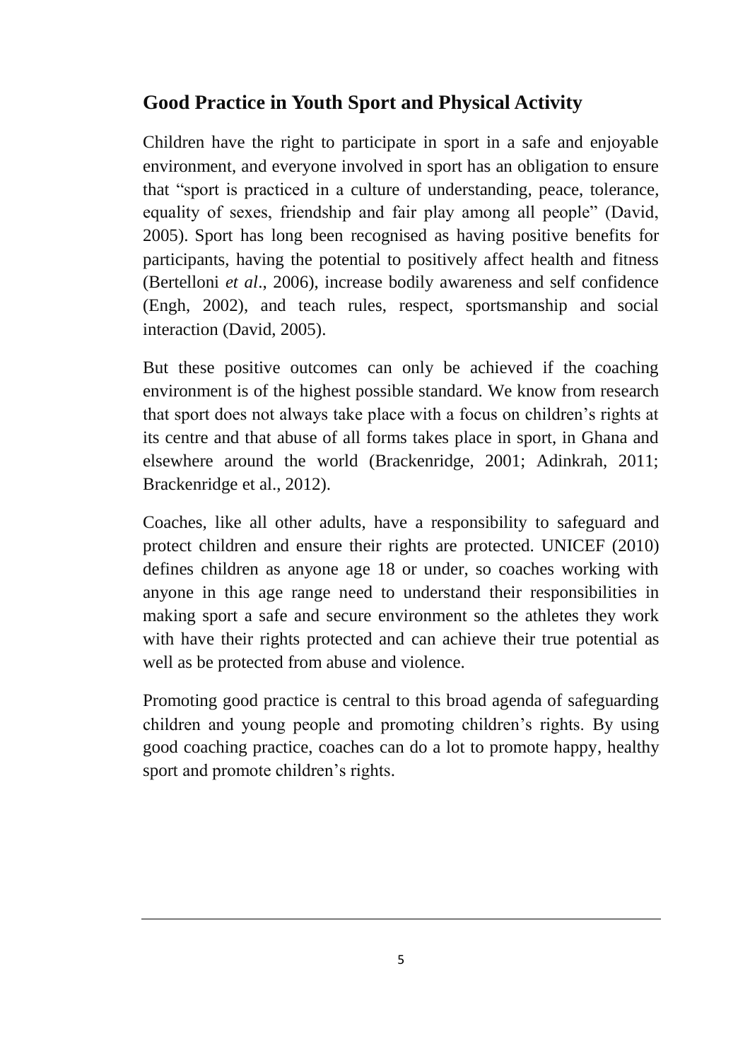## Good Practice in Youth Sport and Physical Activity

Children have the right to participate in sport in a safe and enjoyable environment, and everyone involved in sport has an obligation to ensure that "sport is practiced in a culture of understanding, peace, tolerance, equality of sexes, friendship and fair play among all people" (David, 2005). Sport has long been recognised as having positive benefits for participants, having the potential to positively affect health and fitness (Bertelloni *et al*., 2006), increase bodily awareness and self confidence (Engh, 2002), and teach rules, respect, sportsmanship and social interaction (David, 2005).

But these positive outcomes can only be achieved if the coaching environment is of the highest possible standard. We know from research that sport does not always take place with a focus on children's rights at its centre and that abuse of all forms takes place in sport, in Ghana and elsewhere around the world (Brackenridge, 2001; Adinkrah, 2011; Brackenridge et al., 2012).

Coaches, like all other adults, have a responsibility to safeguard and protect children and ensure their rights are protected. UNICEF (2010) defines children as anyone age 18 or under, so coaches working with anyone in this age range need to understand their responsibilities in making sport a safe and secure environment so the athletes they work with have their rights protected and can achieve their true potential as well as be protected from abuse and violence.

Promoting good practice is central to this broad agenda of safeguarding children and young people and promoting children's rights. By using good coaching practice, coaches can do a lot to promote happy, healthy sport and promote children's rights.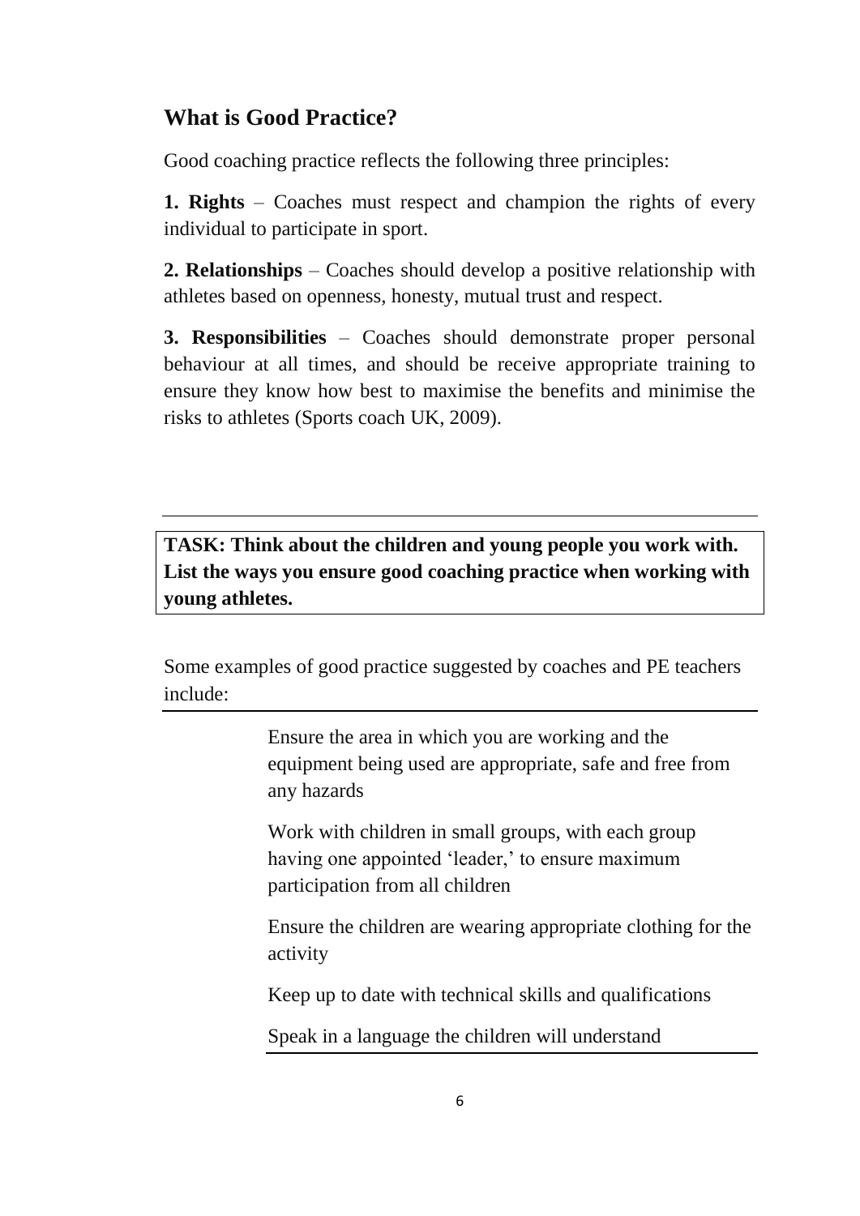## What is Good Practice?

Good coaching practice reflects the following three principles:

**1. Rights** – Coaches must respect and champion the rights of every individual to participate in sport.

**2. Relationships** – Coaches should develop a positive relationship with athletes based on openness, honesty, mutual trust and respect.

**3. Responsibilities** – Coaches should demonstrate proper personal behaviour at all times, and should be receive appropriate training to ensure they know how best to maximise the benefits and minimise the risks to athletes (Sports coach UK, 2009).

---

**TASK: Think about the children and young people you work with. List the ways you ensure good coaching practice when working with young athletes.**

Some examples of good practice suggested by coaches and PE teachers include:

- Ensure the area in which you are working and the equipment being used are appropriate, safe and free from any hazards
- Work with children in small groups, with each group having one appointed 'leader,' to ensure maximum participation from all children
- Ensure the children are wearing appropriate clothing for the activity
- Keep up to date with technical skills and qualifications
- Speak in a language the children will understand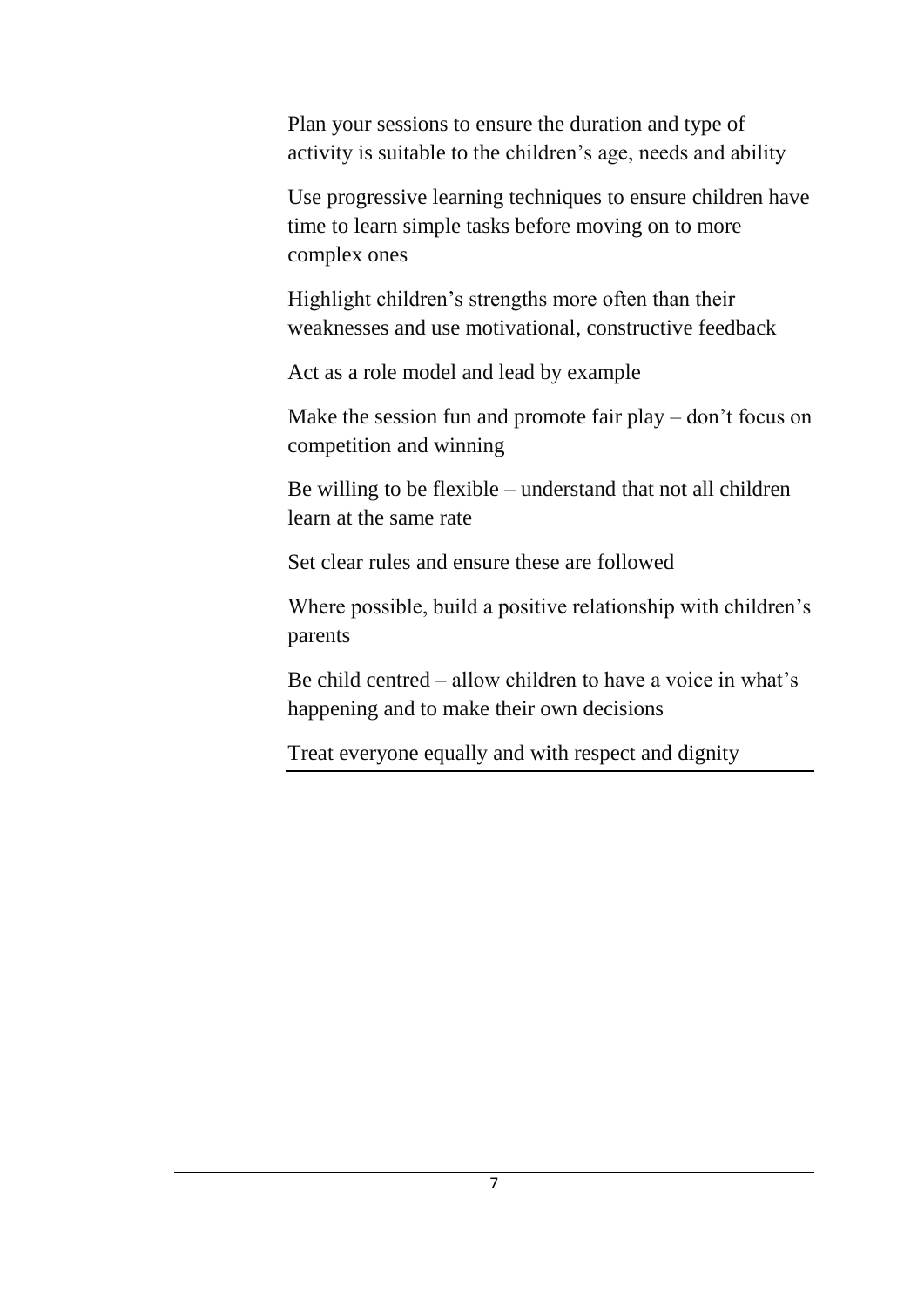Plan your sessions to ensure the duration and type of activity is suitable to the children's age, needs and ability

Use progressive learning techniques to ensure children have time to learn simple tasks before moving on to more complex ones

Highlight children's strengths more often than their weaknesses and use motivational, constructive feedback

Act as a role model and lead by example

Make the session fun and promote fair play – don't focus on competition and winning

Be willing to be flexible – understand that not all children learn at the same rate

Set clear rules and ensure these are followed

Where possible, build a positive relationship with children's parents

Be child centred – allow children to have a voice in what's happening and to make their own decisions

Treat everyone equally and with respect and dignity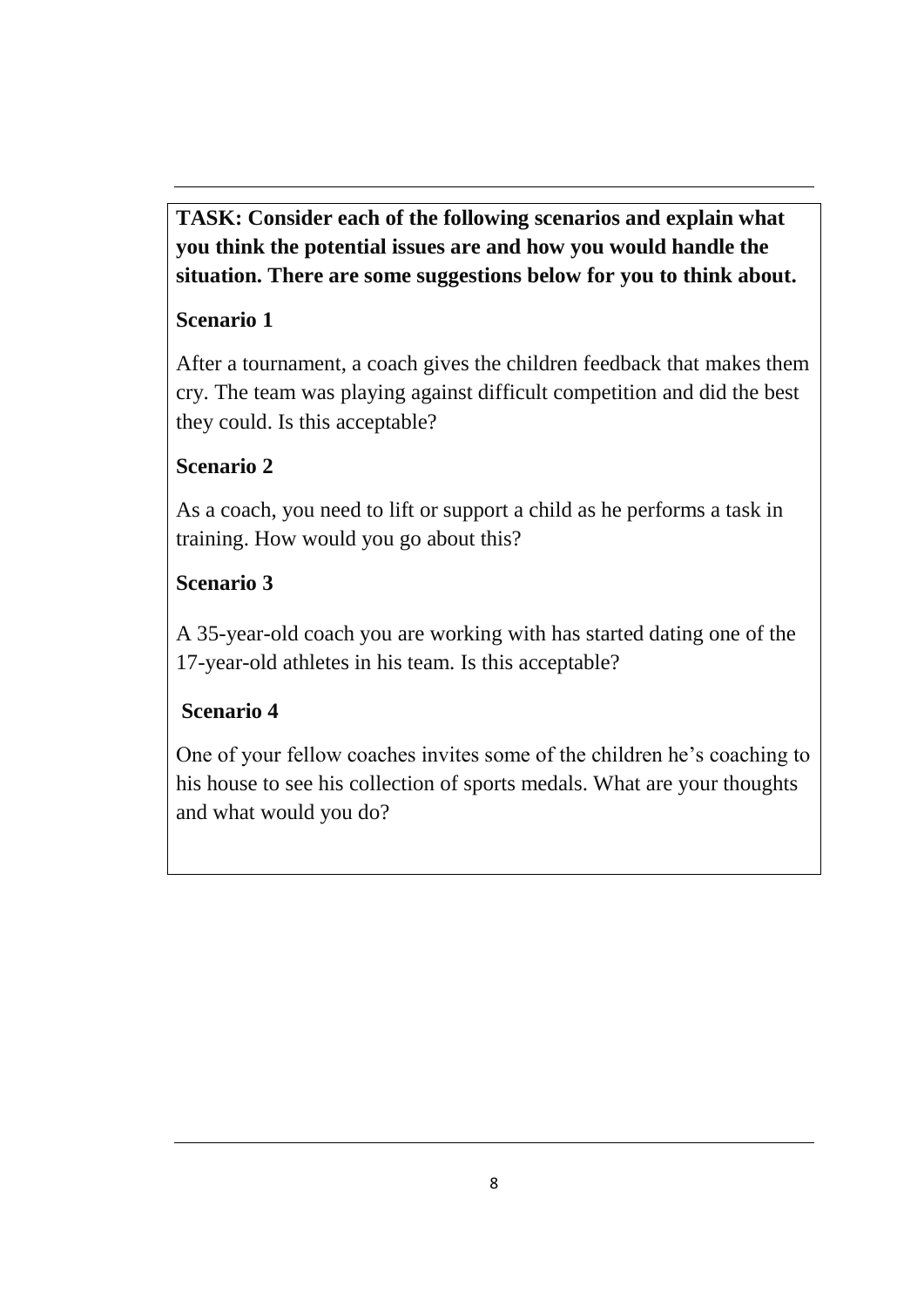**TASK: Consider each of the following scenarios and explain what you think the potential issues are and how you would handle the situation. There are some suggestions below for you to think about.**

**Scenario 1**

After a tournament, a coach gives the children feedback that makes them cry. The team was playing against difficult competition and did the best they could. Is this acceptable?

**Scenario 2**

As a coach, you need to lift or support a child as he performs a task in training. How would you go about this?

**Scenario 3**

A 35-year-old coach you are working with has started dating one of the 17-year-old athletes in his team. Is this acceptable?

**Scenario 4**

One of your fellow coaches invites some of the children he's coaching to his house to see his collection of sports medals. What are your thoughts and what would you do?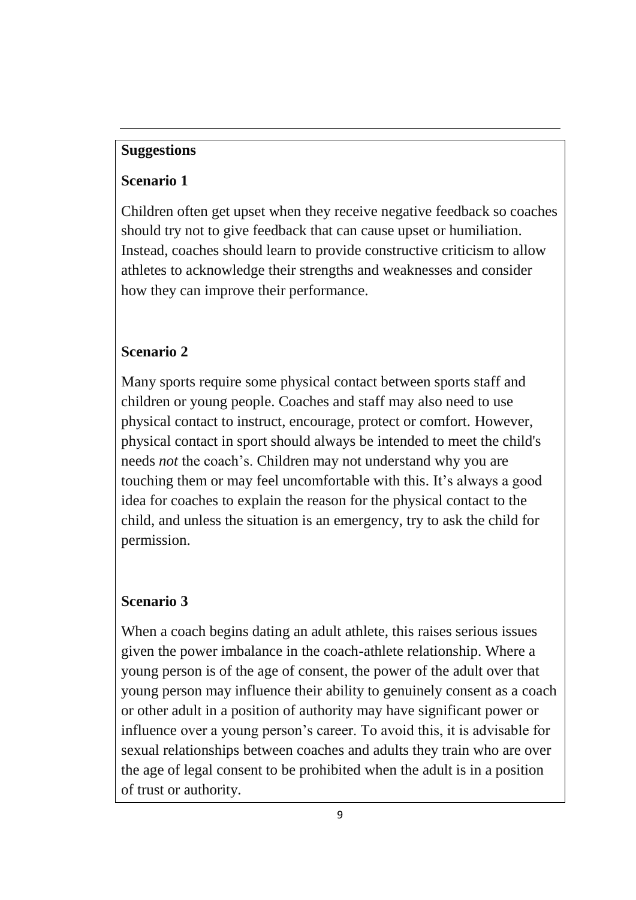**Suggestions**

**Scenario 1**

Children often get upset when they receive negative feedback so coaches should try not to give feedback that can cause upset or humiliation. Instead, coaches should learn to provide constructive criticism to allow athletes to acknowledge their strengths and weaknesses and consider how they can improve their performance.

**Scenario 2**

Many sports require some physical contact between sports staff and children or young people. Coaches and staff may also need to use physical contact to instruct, encourage, protect or comfort. However, physical contact in sport should always be intended to meet the child's needs *not* the coach's. Children may not understand why you are touching them or may feel uncomfortable with this. It's always a good idea for coaches to explain the reason for the physical contact to the child, and unless the situation is an emergency, try to ask the child for permission.

**Scenario 3**

When a coach begins dating an adult athlete, this raises serious issues given the power imbalance in the coach-athlete relationship. Where a young person is of the age of consent, the power of the adult over that young person may influence their ability to genuinely consent as a coach or other adult in a position of authority may have significant power or influence over a young person's career. To avoid this, it is advisable for sexual relationships between coaches and adults they train who are over the age of legal consent to be prohibited when the adult is in a position of trust or authority.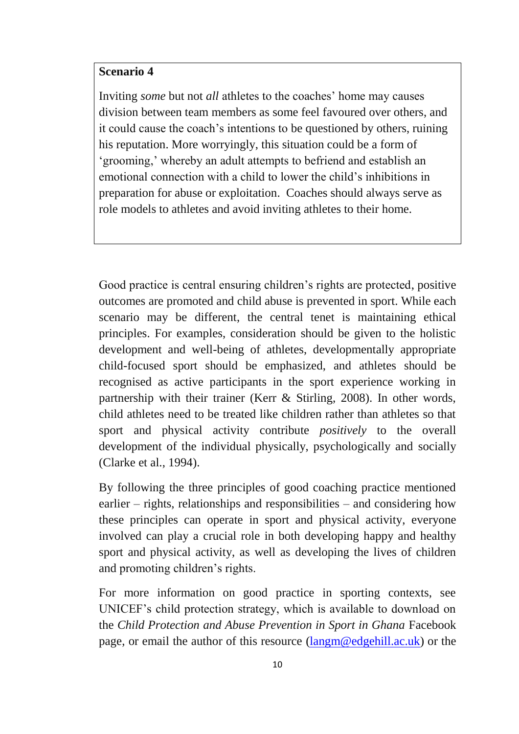**Scenario 4**

Inviting *some* but not *all* athletes to the coaches' home may causes division between team members as some feel favoured over others, and it could cause the coach's intentions to be questioned by others, ruining his reputation. More worryingly, this situation could be a form of 'grooming,' whereby an adult attempts to befriend and establish an emotional connection with a child to lower the child's inhibitions in preparation for abuse or exploitation. Coaches should always serve as role models to athletes and avoid inviting athletes to their home.

Good practice is central ensuring children's rights are protected, positive outcomes are promoted and child abuse is prevented in sport. While each scenario may be different, the central tenet is maintaining ethical principles. For examples, consideration should be given to the holistic development and well-being of athletes, developmentally appropriate child-focused sport should be emphasized, and athletes should be recognised as active participants in the sport experience working in partnership with their trainer (Kerr & Stirling, 2008). In other words, child athletes need to be treated like children rather than athletes so that sport and physical activity contribute *positively* to the overall development of the individual physically, psychologically and socially (Clarke et al., 1994).

By following the three principles of good coaching practice mentioned earlier – rights, relationships and responsibilities – and considering how these principles can operate in sport and physical activity, everyone involved can play a crucial role in both developing happy and healthy sport and physical activity, as well as developing the lives of children and promoting children's rights.

For more information on good practice in sporting contexts, see UNICEF's child protection strategy, which is available to download on the *Child Protection and Abuse Prevention in Sport in Ghana* Facebook page, or email the author of this resource (langm@edgehill.ac.uk) or the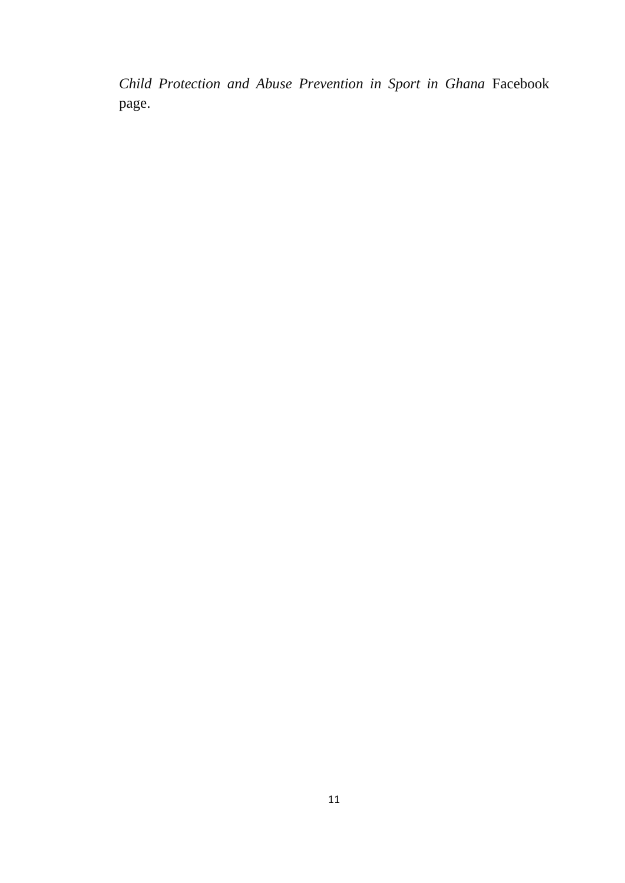*Child Protection and Abuse Prevention in Sport in Ghana* Facebook page.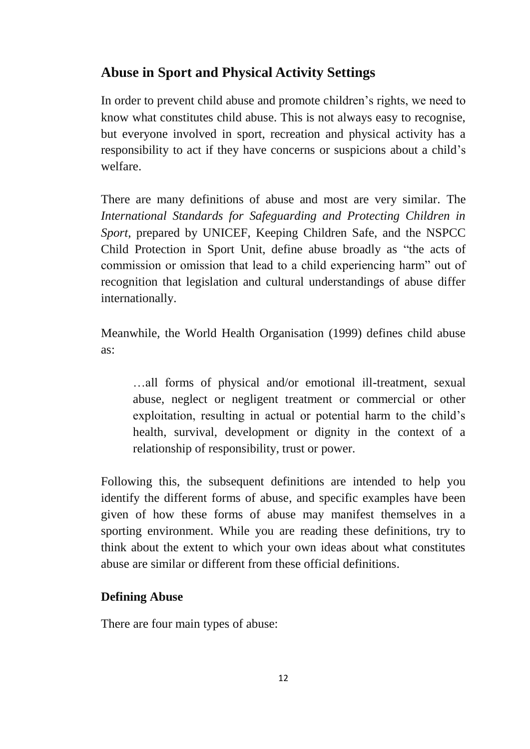## Abuse in Sport and Physical Activity Settings

In order to prevent child abuse and promote children's rights, we need to know what constitutes child abuse. This is not always easy to recognise, but everyone involved in sport, recreation and physical activity has a responsibility to act if they have concerns or suspicions about a child's welfare.

There are many definitions of abuse and most are very similar. The *International Standards for Safeguarding and Protecting Children in Sport*, prepared by UNICEF, Keeping Children Safe, and the NSPCC Child Protection in Sport Unit, define abuse broadly as "the acts of commission or omission that lead to a child experiencing harm" out of recognition that legislation and cultural understandings of abuse differ internationally.

Meanwhile, the World Health Organisation (1999) defines child abuse as:

> …all forms of physical and/or emotional ill-treatment, sexual abuse, neglect or negligent treatment or commercial or other exploitation, resulting in actual or potential harm to the child's health, survival, development or dignity in the context of a relationship of responsibility, trust or power.

Following this, the subsequent definitions are intended to help you identify the different forms of abuse, and specific examples have been given of how these forms of abuse may manifest themselves in a sporting environment. While you are reading these definitions, try to think about the extent to which your own ideas about what constitutes abuse are similar or different from these official definitions.

### Defining Abuse

There are four main types of abuse: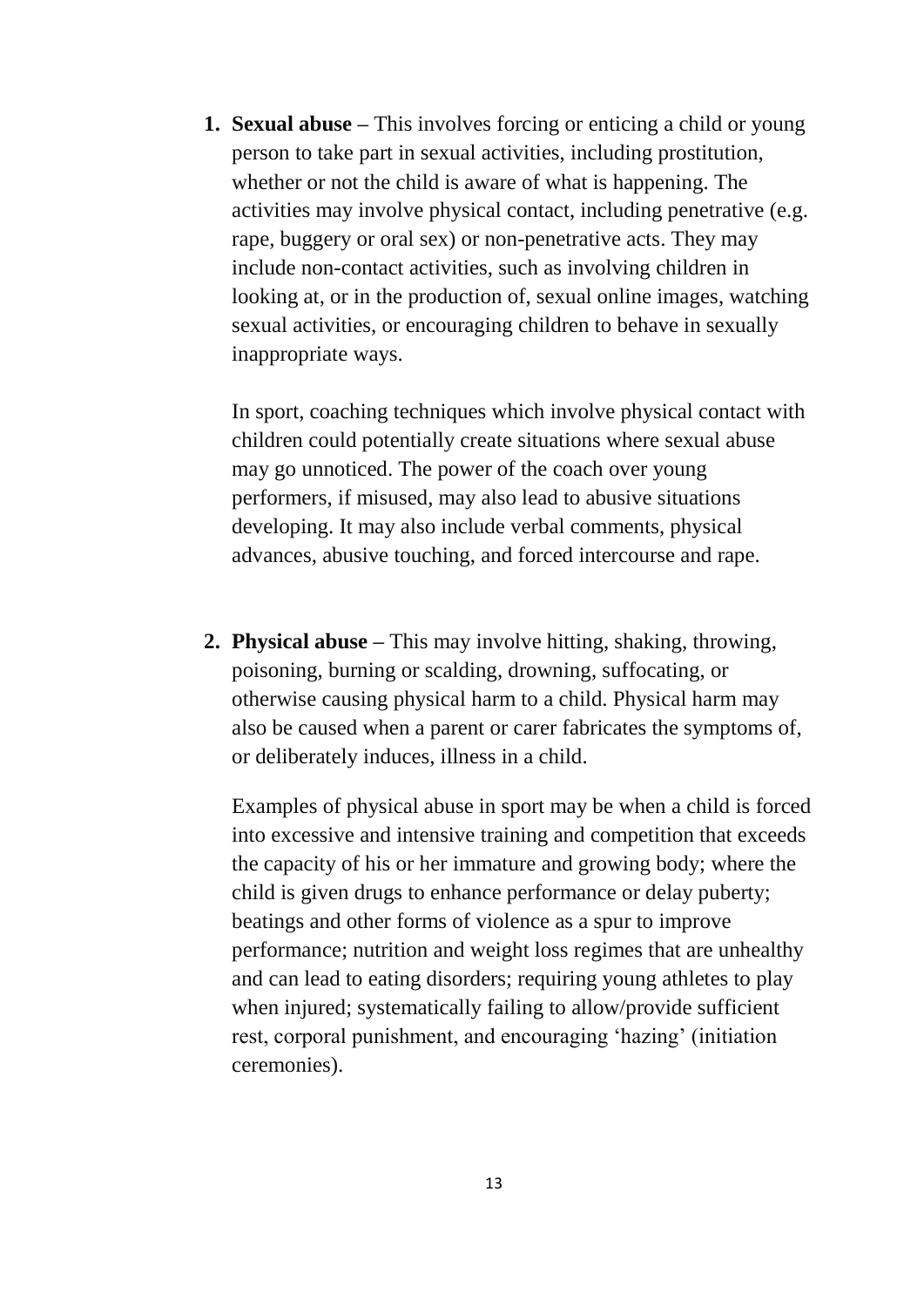1. **Sexual abuse** – This involves forcing or enticing a child or young person to take part in sexual activities, including prostitution, whether or not the child is aware of what is happening. The activities may involve physical contact, including penetrative (e.g. rape, buggery or oral sex) or non-penetrative acts. They may include non-contact activities, such as involving children in looking at, or in the production of, sexual online images, watching sexual activities, or encouraging children to behave in sexually inappropriate ways.

   In sport, coaching techniques which involve physical contact with children could potentially create situations where sexual abuse may go unnoticed. The power of the coach over young performers, if misused, may also lead to abusive situations developing. It may also include verbal comments, physical advances, abusive touching, and forced intercourse and rape.

2. **Physical abuse** – This may involve hitting, shaking, throwing, poisoning, burning or scalding, drowning, suffocating, or otherwise causing physical harm to a child. Physical harm may also be caused when a parent or carer fabricates the symptoms of, or deliberately induces, illness in a child.

   Examples of physical abuse in sport may be when a child is forced into excessive and intensive training and competition that exceeds the capacity of his or her immature and growing body; where the child is given drugs to enhance performance or delay puberty; beatings and other forms of violence as a spur to improve performance; nutrition and weight loss regimes that are unhealthy and can lead to eating disorders; requiring young athletes to play when injured; systematically failing to allow/provide sufficient rest, corporal punishment, and encouraging 'hazing' (initiation ceremonies).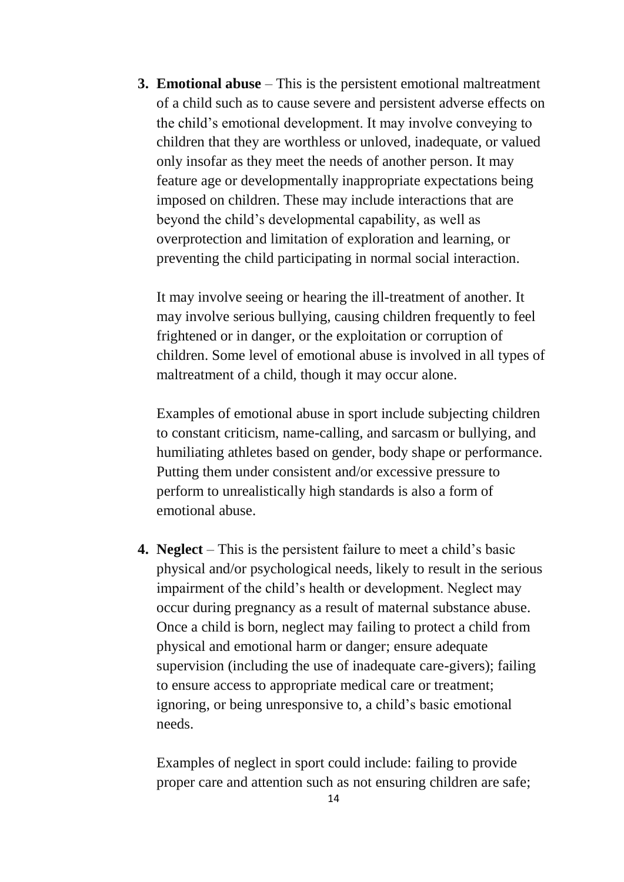3. **Emotional abuse** – This is the persistent emotional maltreatment of a child such as to cause severe and persistent adverse effects on the child's emotional development. It may involve conveying to children that they are worthless or unloved, inadequate, or valued only insofar as they meet the needs of another person. It may feature age or developmentally inappropriate expectations being imposed on children. These may include interactions that are beyond the child's developmental capability, as well as overprotection and limitation of exploration and learning, or preventing the child participating in normal social interaction.

   It may involve seeing or hearing the ill-treatment of another. It may involve serious bullying, causing children frequently to feel frightened or in danger, or the exploitation or corruption of children. Some level of emotional abuse is involved in all types of maltreatment of a child, though it may occur alone.

   Examples of emotional abuse in sport include subjecting children to constant criticism, name-calling, and sarcasm or bullying, and humiliating athletes based on gender, body shape or performance. Putting them under consistent and/or excessive pressure to perform to unrealistically high standards is also a form of emotional abuse.

4. **Neglect** – This is the persistent failure to meet a child's basic physical and/or psychological needs, likely to result in the serious impairment of the child's health or development. Neglect may occur during pregnancy as a result of maternal substance abuse. Once a child is born, neglect may failing to protect a child from physical and emotional harm or danger; ensure adequate supervision (including the use of inadequate care-givers); failing to ensure access to appropriate medical care or treatment; ignoring, or being unresponsive to, a child's basic emotional needs.

   Examples of neglect in sport could include: failing to provide proper care and attention such as not ensuring children are safe;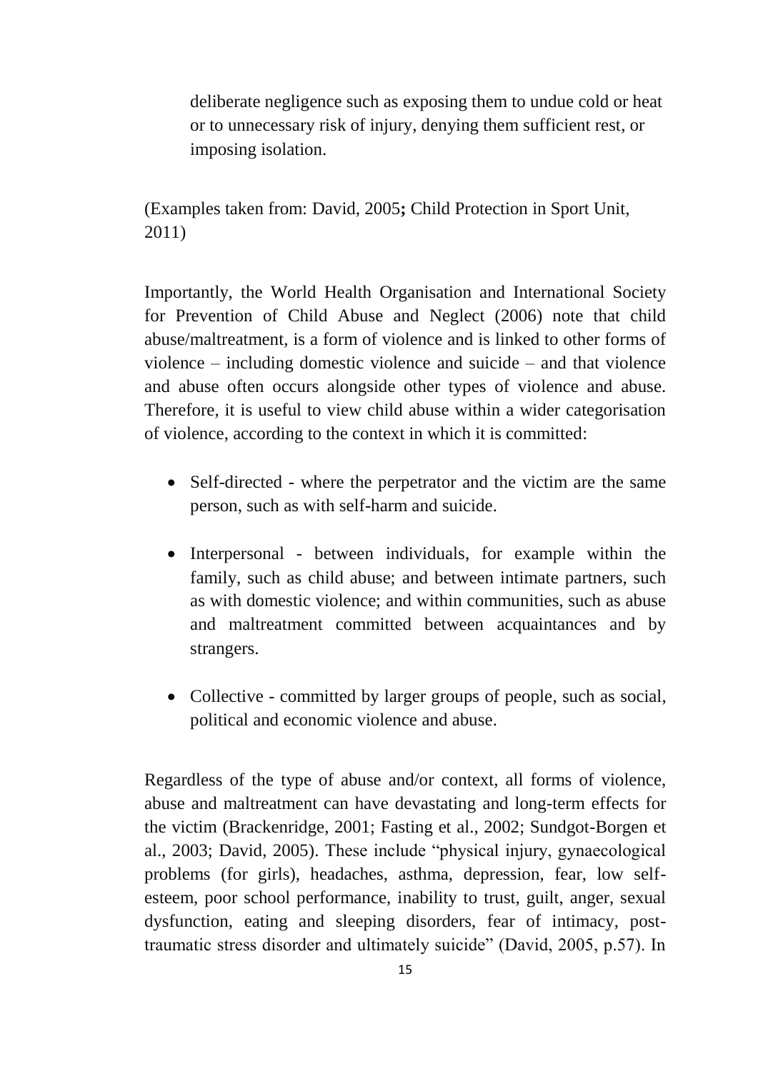deliberate negligence such as exposing them to undue cold or heat or to unnecessary risk of injury, denying them sufficient rest, or imposing isolation.

(Examples taken from: David, 2005**;** Child Protection in Sport Unit, 2011)

Importantly, the World Health Organisation and International Society for Prevention of Child Abuse and Neglect (2006) note that child abuse/maltreatment, is a form of violence and is linked to other forms of violence – including domestic violence and suicide – and that violence and abuse often occurs alongside other types of violence and abuse. Therefore, it is useful to view child abuse within a wider categorisation of violence, according to the context in which it is committed:

- Self-directed - where the perpetrator and the victim are the same person, such as with self-harm and suicide.

- Interpersonal - between individuals, for example within the family, such as child abuse; and between intimate partners, such as with domestic violence; and within communities, such as abuse and maltreatment committed between acquaintances and by strangers.

- Collective - committed by larger groups of people, such as social, political and economic violence and abuse.

Regardless of the type of abuse and/or context, all forms of violence, abuse and maltreatment can have devastating and long-term effects for the victim (Brackenridge, 2001; Fasting et al., 2002; Sundgot-Borgen et al., 2003; David, 2005). These include "physical injury, gynaecological problems (for girls), headaches, asthma, depression, fear, low self-esteem, poor school performance, inability to trust, guilt, anger, sexual dysfunction, eating and sleeping disorders, fear of intimacy, post-traumatic stress disorder and ultimately suicide" (David, 2005, p.57). In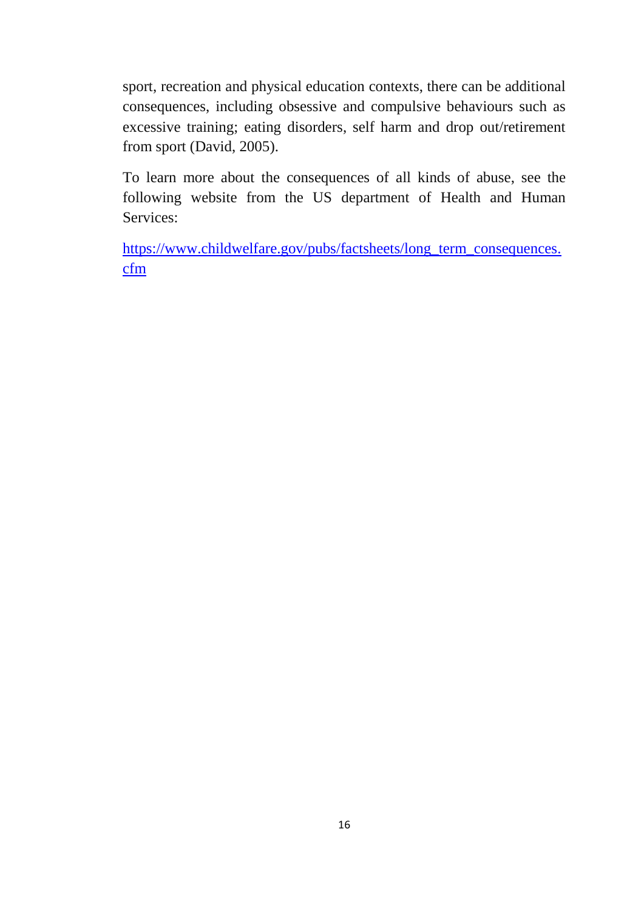sport, recreation and physical education contexts, there can be additional consequences, including obsessive and compulsive behaviours such as excessive training; eating disorders, self harm and drop out/retirement from sport (David, 2005).

To learn more about the consequences of all kinds of abuse, see the following website from the US department of Health and Human Services:

[https://www.childwelfare.gov/pubs/factsheets/long_term_consequences.cfm](https://www.childwelfare.gov/pubs/factsheets/long_term_consequences.cfm)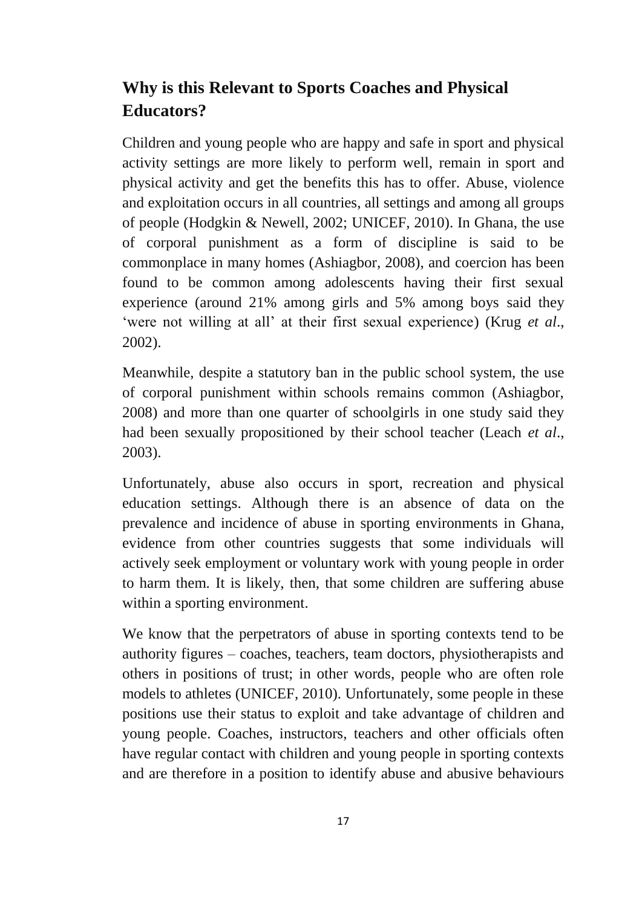## Why is this Relevant to Sports Coaches and Physical Educators?

Children and young people who are happy and safe in sport and physical activity settings are more likely to perform well, remain in sport and physical activity and get the benefits this has to offer. Abuse, violence and exploitation occurs in all countries, all settings and among all groups of people (Hodgkin & Newell, 2002; UNICEF, 2010). In Ghana, the use of corporal punishment as a form of discipline is said to be commonplace in many homes (Ashiagbor, 2008), and coercion has been found to be common among adolescents having their first sexual experience (around 21% among girls and 5% among boys said they 'were not willing at all' at their first sexual experience) (Krug *et al*., 2002).

Meanwhile, despite a statutory ban in the public school system, the use of corporal punishment within schools remains common (Ashiagbor, 2008) and more than one quarter of schoolgirls in one study said they had been sexually propositioned by their school teacher (Leach *et al*., 2003).

Unfortunately, abuse also occurs in sport, recreation and physical education settings. Although there is an absence of data on the prevalence and incidence of abuse in sporting environments in Ghana, evidence from other countries suggests that some individuals will actively seek employment or voluntary work with young people in order to harm them. It is likely, then, that some children are suffering abuse within a sporting environment.

We know that the perpetrators of abuse in sporting contexts tend to be authority figures – coaches, teachers, team doctors, physiotherapists and others in positions of trust; in other words, people who are often role models to athletes (UNICEF, 2010). Unfortunately, some people in these positions use their status to exploit and take advantage of children and young people. Coaches, instructors, teachers and other officials often have regular contact with children and young people in sporting contexts and are therefore in a position to identify abuse and abusive behaviours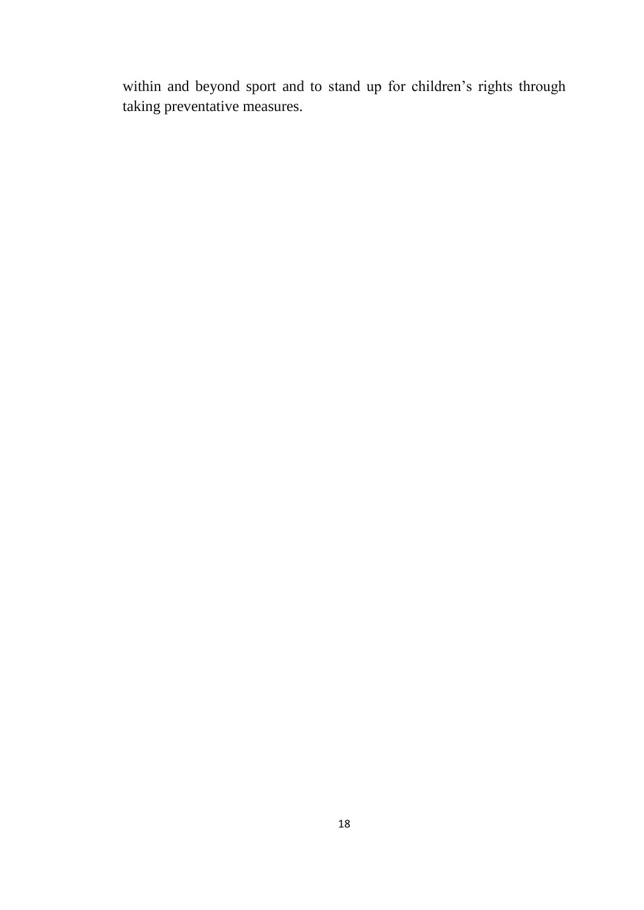within and beyond sport and to stand up for children’s rights through taking preventative measures.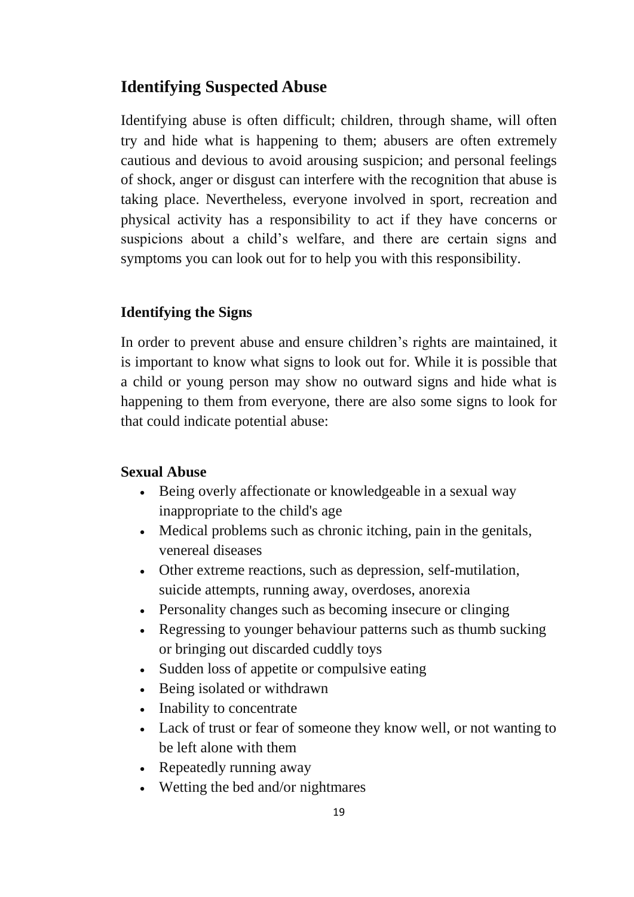## Identifying Suspected Abuse

Identifying abuse is often difficult; children, through shame, will often try and hide what is happening to them; abusers are often extremely cautious and devious to avoid arousing suspicion; and personal feelings of shock, anger or disgust can interfere with the recognition that abuse is taking place. Nevertheless, everyone involved in sport, recreation and physical activity has a responsibility to act if they have concerns or suspicions about a child's welfare, and there are certain signs and symptoms you can look out for to help you with this responsibility.

### Identifying the Signs

In order to prevent abuse and ensure children's rights are maintained, it is important to know what signs to look out for. While it is possible that a child or young person may show no outward signs and hide what is happening to them from everyone, there are also some signs to look for that could indicate potential abuse:

#### Sexual Abuse

- Being overly affectionate or knowledgeable in a sexual way inappropriate to the child's age
- Medical problems such as chronic itching, pain in the genitals, venereal diseases
- Other extreme reactions, such as depression, self-mutilation, suicide attempts, running away, overdoses, anorexia
- Personality changes such as becoming insecure or clinging
- Regressing to younger behaviour patterns such as thumb sucking or bringing out discarded cuddly toys
- Sudden loss of appetite or compulsive eating
- Being isolated or withdrawn
- Inability to concentrate
- Lack of trust or fear of someone they know well, or not wanting to be left alone with them
- Repeatedly running away
- Wetting the bed and/or nightmares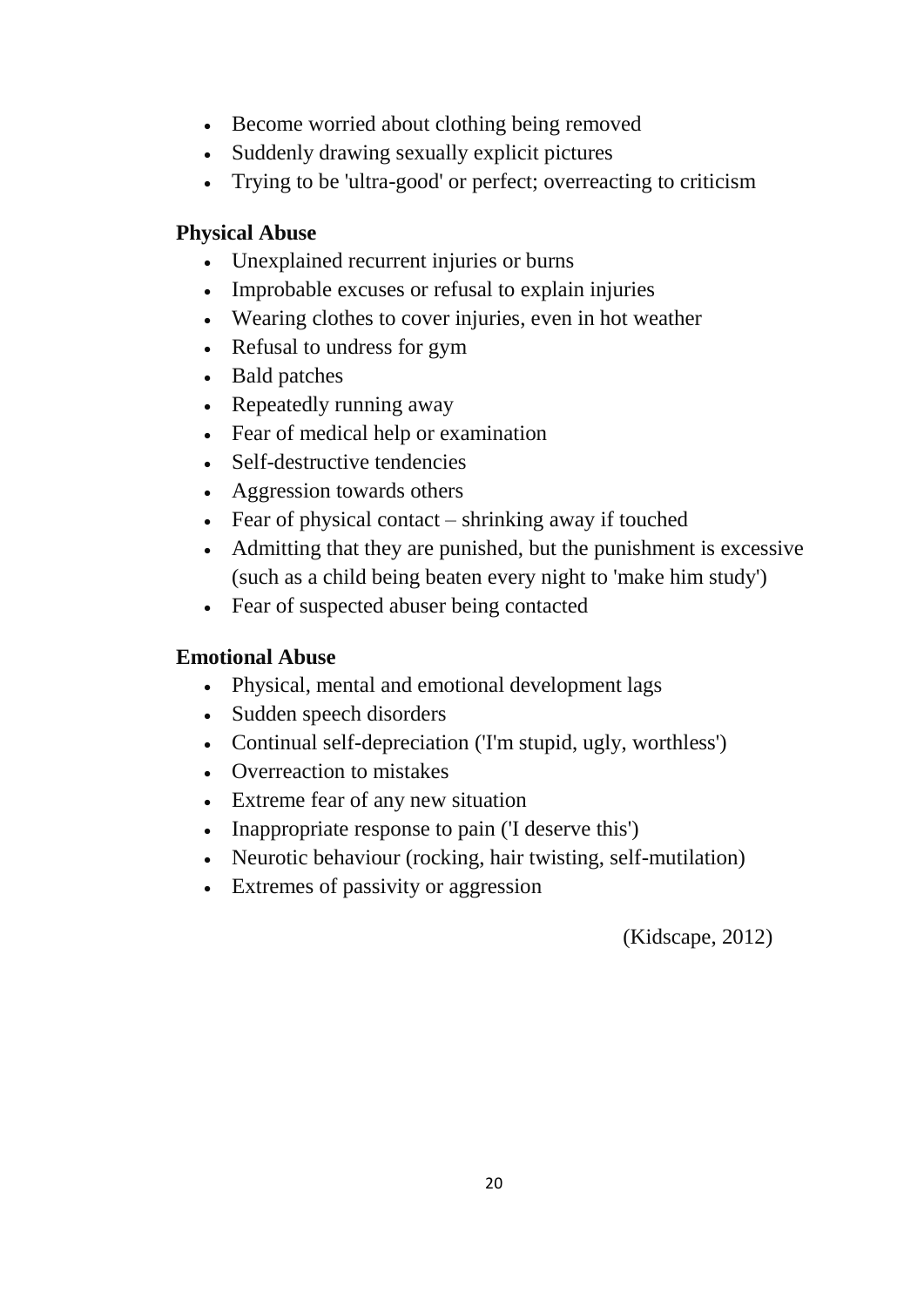- Become worried about clothing being removed
- Suddenly drawing sexually explicit pictures
- Trying to be 'ultra-good' or perfect; overreacting to criticism

**Physical Abuse**

- Unexplained recurrent injuries or burns
- Improbable excuses or refusal to explain injuries
- Wearing clothes to cover injuries, even in hot weather
- Refusal to undress for gym
- Bald patches
- Repeatedly running away
- Fear of medical help or examination
- Self-destructive tendencies
- Aggression towards others
- Fear of physical contact – shrinking away if touched
- Admitting that they are punished, but the punishment is excessive (such as a child being beaten every night to 'make him study')
- Fear of suspected abuser being contacted

**Emotional Abuse**

- Physical, mental and emotional development lags
- Sudden speech disorders
- Continual self-depreciation ('I'm stupid, ugly, worthless')
- Overreaction to mistakes
- Extreme fear of any new situation
- Inappropriate response to pain ('I deserve this')
- Neurotic behaviour (rocking, hair twisting, self-mutilation)
- Extremes of passivity or aggression

(Kidscape, 2012)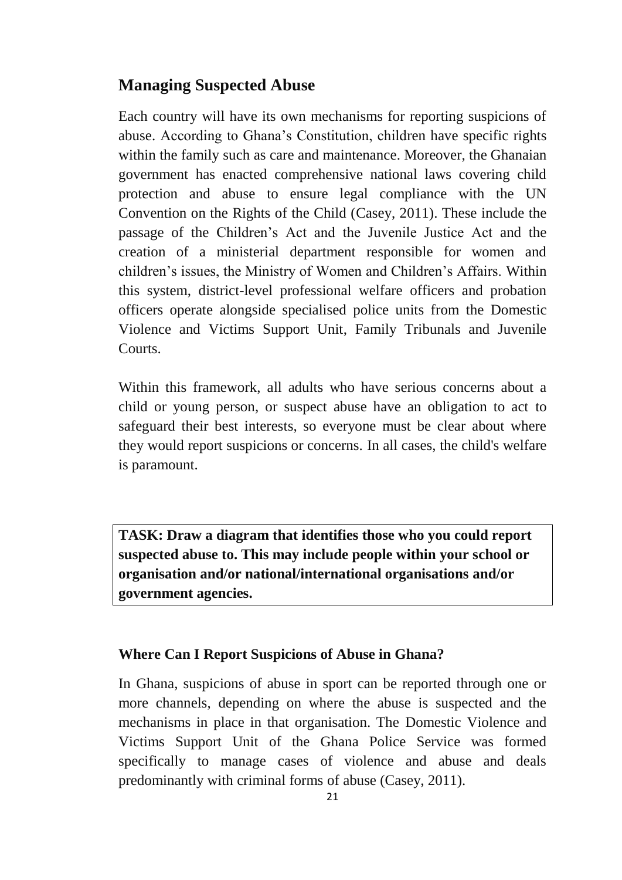## Managing Suspected Abuse

Each country will have its own mechanisms for reporting suspicions of abuse. According to Ghana's Constitution, children have specific rights within the family such as care and maintenance. Moreover, the Ghanaian government has enacted comprehensive national laws covering child protection and abuse to ensure legal compliance with the UN Convention on the Rights of the Child (Casey, 2011). These include the passage of the Children's Act and the Juvenile Justice Act and the creation of a ministerial department responsible for women and children's issues, the Ministry of Women and Children's Affairs. Within this system, district-level professional welfare officers and probation officers operate alongside specialised police units from the Domestic Violence and Victims Support Unit, Family Tribunals and Juvenile Courts.

Within this framework, all adults who have serious concerns about a child or young person, or suspect abuse have an obligation to act to safeguard their best interests, so everyone must be clear about where they would report suspicions or concerns. In all cases, the child's welfare is paramount.

**TASK: Draw a diagram that identifies those who you could report suspected abuse to. This may include people within your school or organisation and/or national/international organisations and/or government agencies.**

### Where Can I Report Suspicions of Abuse in Ghana?

In Ghana, suspicions of abuse in sport can be reported through one or more channels, depending on where the abuse is suspected and the mechanisms in place in that organisation. The Domestic Violence and Victims Support Unit of the Ghana Police Service was formed specifically to manage cases of violence and abuse and deals predominantly with criminal forms of abuse (Casey, 2011).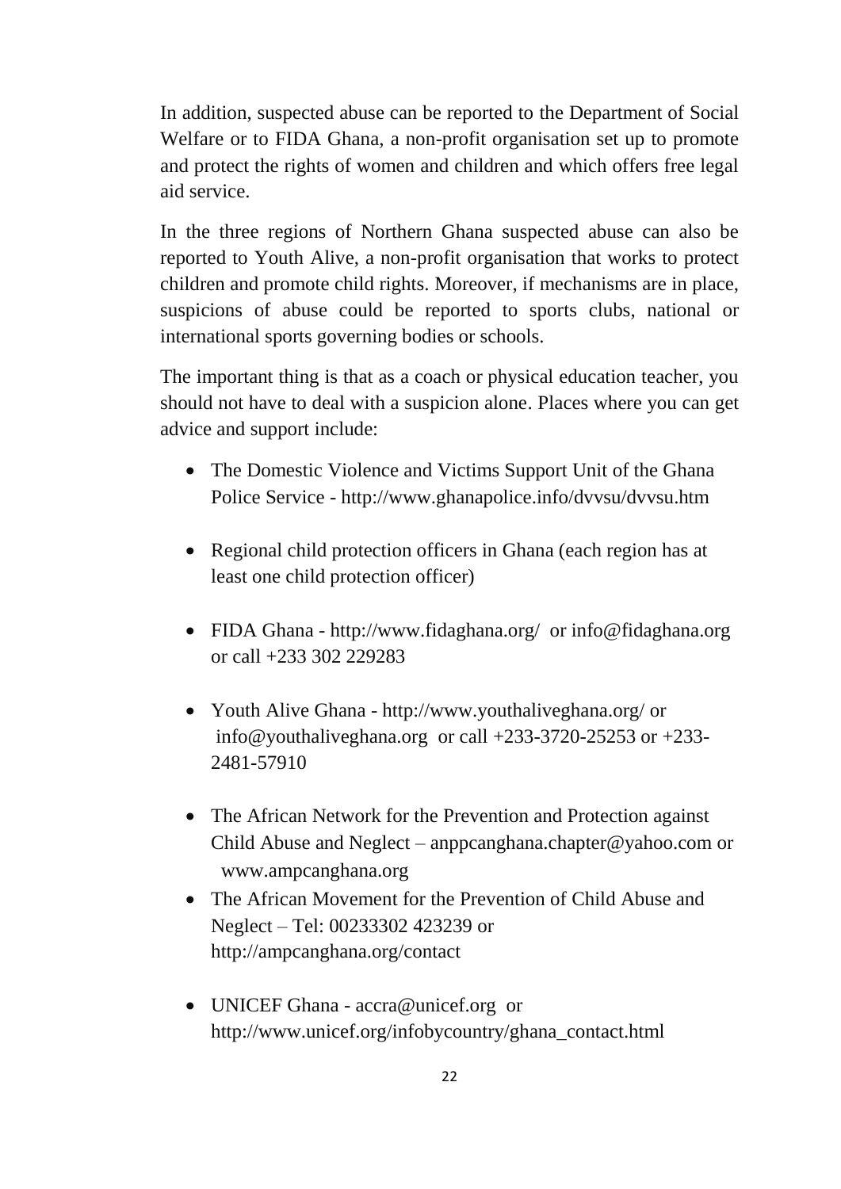In addition, suspected abuse can be reported to the Department of Social Welfare or to FIDA Ghana, a non-profit organisation set up to promote and protect the rights of women and children and which offers free legal aid service.

In the three regions of Northern Ghana suspected abuse can also be reported to Youth Alive, a non-profit organisation that works to protect children and promote child rights. Moreover, if mechanisms are in place, suspicions of abuse could be reported to sports clubs, national or international sports governing bodies or schools.

The important thing is that as a coach or physical education teacher, you should not have to deal with a suspicion alone. Places where you can get advice and support include:

- The Domestic Violence and Victims Support Unit of the Ghana Police Service - http://www.ghanapolice.info/dvvsu/dvvsu.htm
- Regional child protection officers in Ghana (each region has at least one child protection officer)
- FIDA Ghana - http://www.fidaghana.org/ or info@fidaghana.org or call +233 302 229283
- Youth Alive Ghana - http://www.youthaliveghana.org/ or info@youthaliveghana.org or call +233-3720-25253 or +233-2481-57910
- The African Network for the Prevention and Protection against Child Abuse and Neglect – anppcanghana.chapter@yahoo.com or www.ampcanghana.org
- The African Movement for the Prevention of Child Abuse and Neglect – Tel: 00233302 423239 or http://ampcanghana.org/contact
- UNICEF Ghana - accra@unicef.org or http://www.unicef.org/infobycountry/ghana_contact.html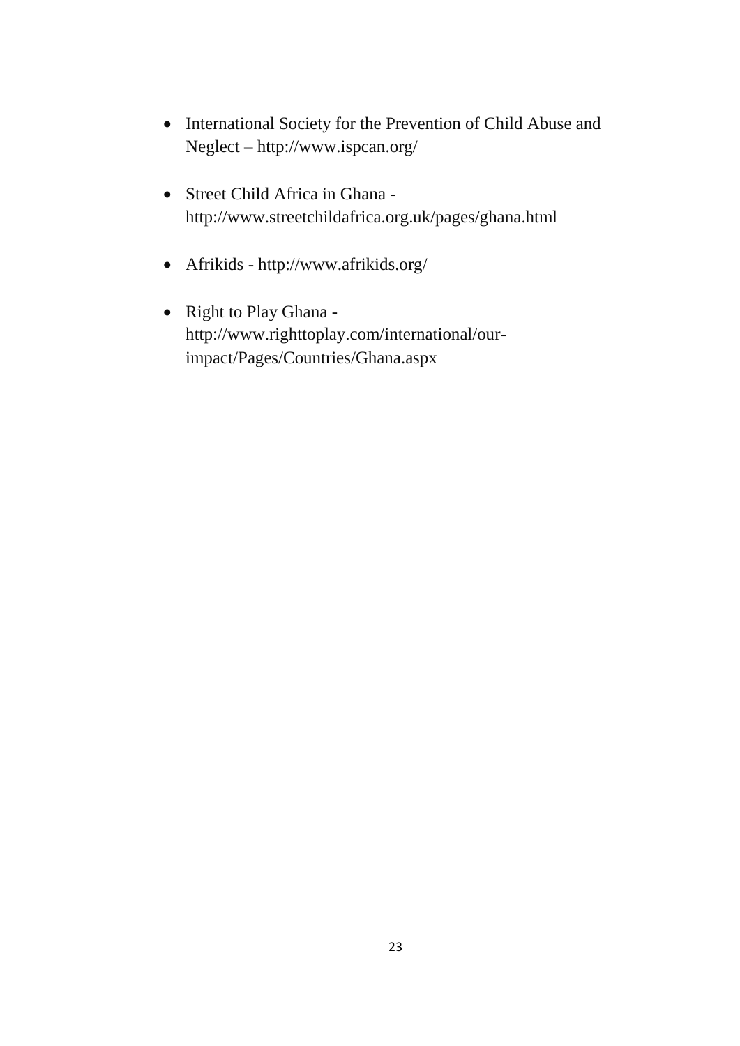- International Society for the Prevention of Child Abuse and Neglect – http://www.ispcan.org/
- Street Child Africa in Ghana - http://www.streetchildafrica.org.uk/pages/ghana.html
- Afrikids - http://www.afrikids.org/
- Right to Play Ghana - http://www.righttoplay.com/international/our-impact/Pages/Countries/Ghana.aspx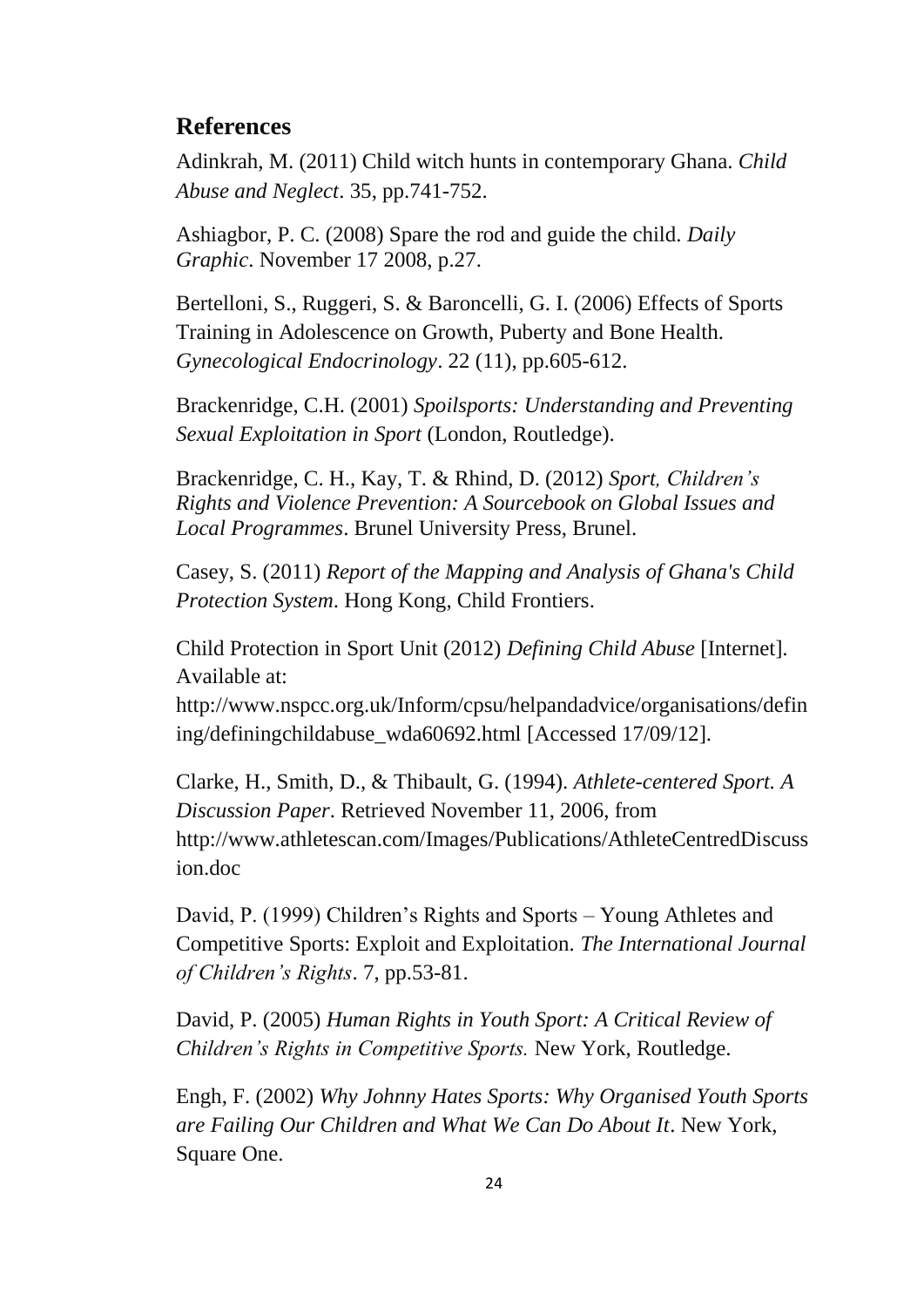## References

Adinkrah, M. (2011) Child witch hunts in contemporary Ghana. *Child Abuse and Neglect*. 35, pp.741-752.

Ashiagbor, P. C. (2008) Spare the rod and guide the child. *Daily Graphic*. November 17 2008, p.27.

Bertelloni, S., Ruggeri, S. & Baroncelli, G. I. (2006) Effects of Sports Training in Adolescence on Growth, Puberty and Bone Health. *Gynecological Endocrinology*. 22 (11), pp.605-612.

Brackenridge, C.H. (2001) *Spoilsports: Understanding and Preventing Sexual Exploitation in Sport* (London, Routledge).

Brackenridge, C. H., Kay, T. & Rhind, D. (2012) *Sport, Children's Rights and Violence Prevention: A Sourcebook on Global Issues and Local Programmes*. Brunel University Press, Brunel.

Casey, S. (2011) *Report of the Mapping and Analysis of Ghana's Child Protection System*. Hong Kong, Child Frontiers.

Child Protection in Sport Unit (2012) *Defining Child Abuse* [Internet]. Available at: http://www.nspcc.org.uk/Inform/cpsu/helpandadvice/organisations/defining/definingchildabuse_wda60692.html [Accessed 17/09/12].

Clarke, H., Smith, D., & Thibault, G. (1994). *Athlete-centered Sport. A Discussion Paper*. Retrieved November 11, 2006, from http://www.athletescan.com/Images/Publications/AthleteCentredDiscussion.doc

David, P. (1999) Children's Rights and Sports – Young Athletes and Competitive Sports: Exploit and Exploitation. *The International Journal of Children's Rights*. 7, pp.53-81.

David, P. (2005) *Human Rights in Youth Sport: A Critical Review of Children's Rights in Competitive Sports.* New York, Routledge.

Engh, F. (2002) *Why Johnny Hates Sports: Why Organised Youth Sports are Failing Our Children and What We Can Do About It*. New York, Square One.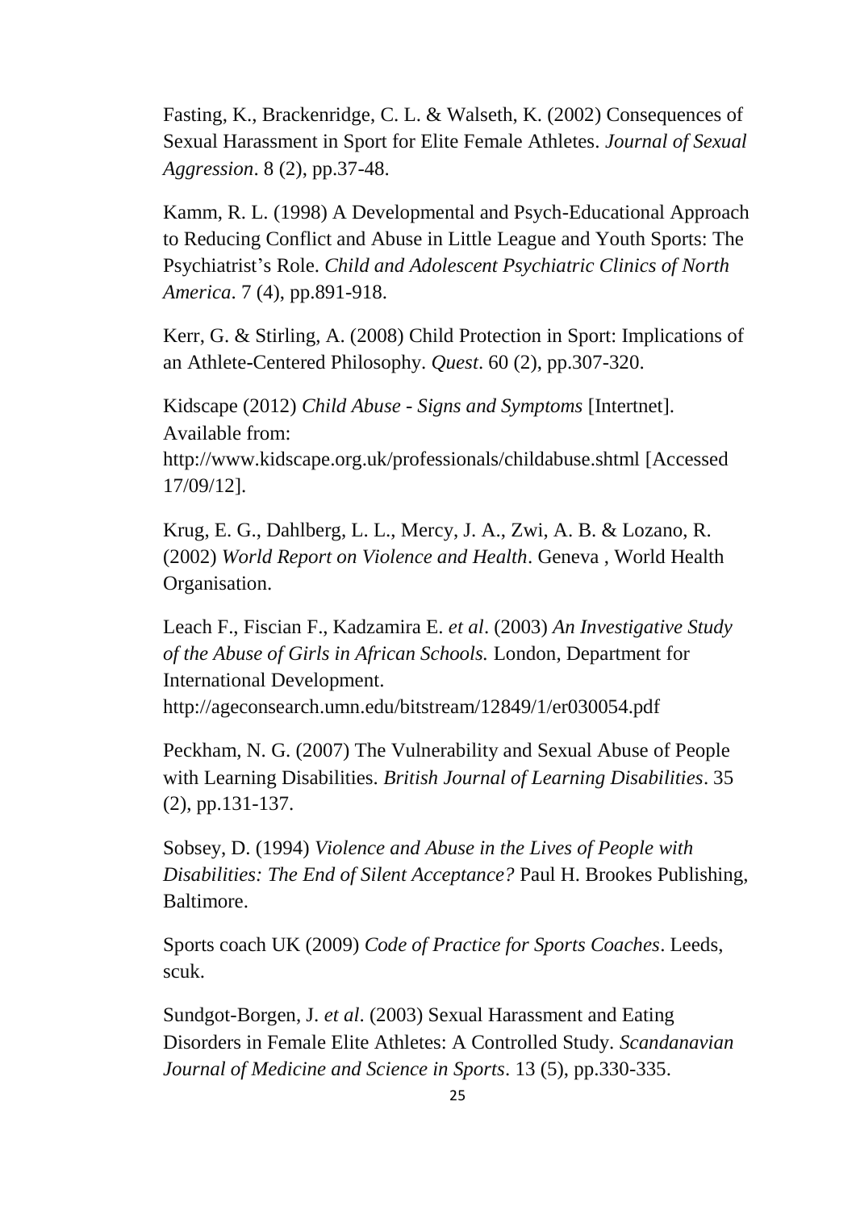Fasting, K., Brackenridge, C. L. & Walseth, K. (2002) Consequences of Sexual Harassment in Sport for Elite Female Athletes. *Journal of Sexual Aggression*. 8 (2), pp.37-48.

Kamm, R. L. (1998) A Developmental and Psych-Educational Approach to Reducing Conflict and Abuse in Little League and Youth Sports: The Psychiatrist's Role. *Child and Adolescent Psychiatric Clinics of North America*. 7 (4), pp.891-918.

Kerr, G. & Stirling, A. (2008) Child Protection in Sport: Implications of an Athlete-Centered Philosophy. *Quest*. 60 (2), pp.307-320.

Kidscape (2012) *Child Abuse - Signs and Symptoms* [Intertnet]. Available from: http://www.kidscape.org.uk/professionals/childabuse.shtml [Accessed 17/09/12].

Krug, E. G., Dahlberg, L. L., Mercy, J. A., Zwi, A. B. & Lozano, R. (2002) *World Report on Violence and Health*. Geneva , World Health Organisation.

Leach F., Fiscian F., Kadzamira E. *et al*. (2003) *An Investigative Study of the Abuse of Girls in African Schools.* London, Department for International Development. http://ageconsearch.umn.edu/bitstream/12849/1/er030054.pdf

Peckham, N. G. (2007) The Vulnerability and Sexual Abuse of People with Learning Disabilities. *British Journal of Learning Disabilities*. 35 (2), pp.131-137.

Sobsey, D. (1994) *Violence and Abuse in the Lives of People with Disabilities: The End of Silent Acceptance?* Paul H. Brookes Publishing, Baltimore.

Sports coach UK (2009) *Code of Practice for Sports Coaches*. Leeds, scuk.

Sundgot-Borgen, J. *et al*. (2003) Sexual Harassment and Eating Disorders in Female Elite Athletes: A Controlled Study. *Scandanavian Journal of Medicine and Science in Sports*. 13 (5), pp.330-335.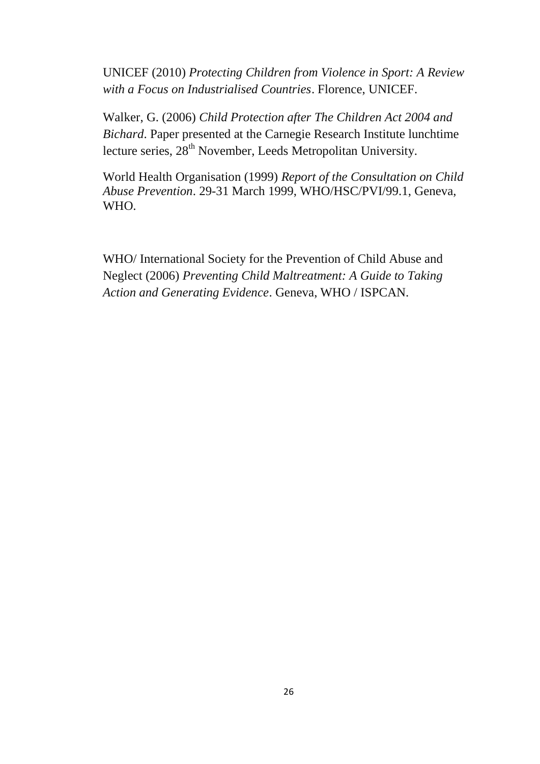UNICEF (2010) *Protecting Children from Violence in Sport: A Review with a Focus on Industrialised Countries*. Florence, UNICEF.

Walker, G. (2006) *Child Protection after The Children Act 2004 and Bichard*. Paper presented at the Carnegie Research Institute lunchtime lecture series, 28th November, Leeds Metropolitan University.

World Health Organisation (1999) *Report of the Consultation on Child Abuse Prevention*. 29-31 March 1999, WHO/HSC/PVI/99.1, Geneva, WHO.

WHO/ International Society for the Prevention of Child Abuse and Neglect (2006) *Preventing Child Maltreatment: A Guide to Taking Action and Generating Evidence*. Geneva, WHO / ISPCAN.